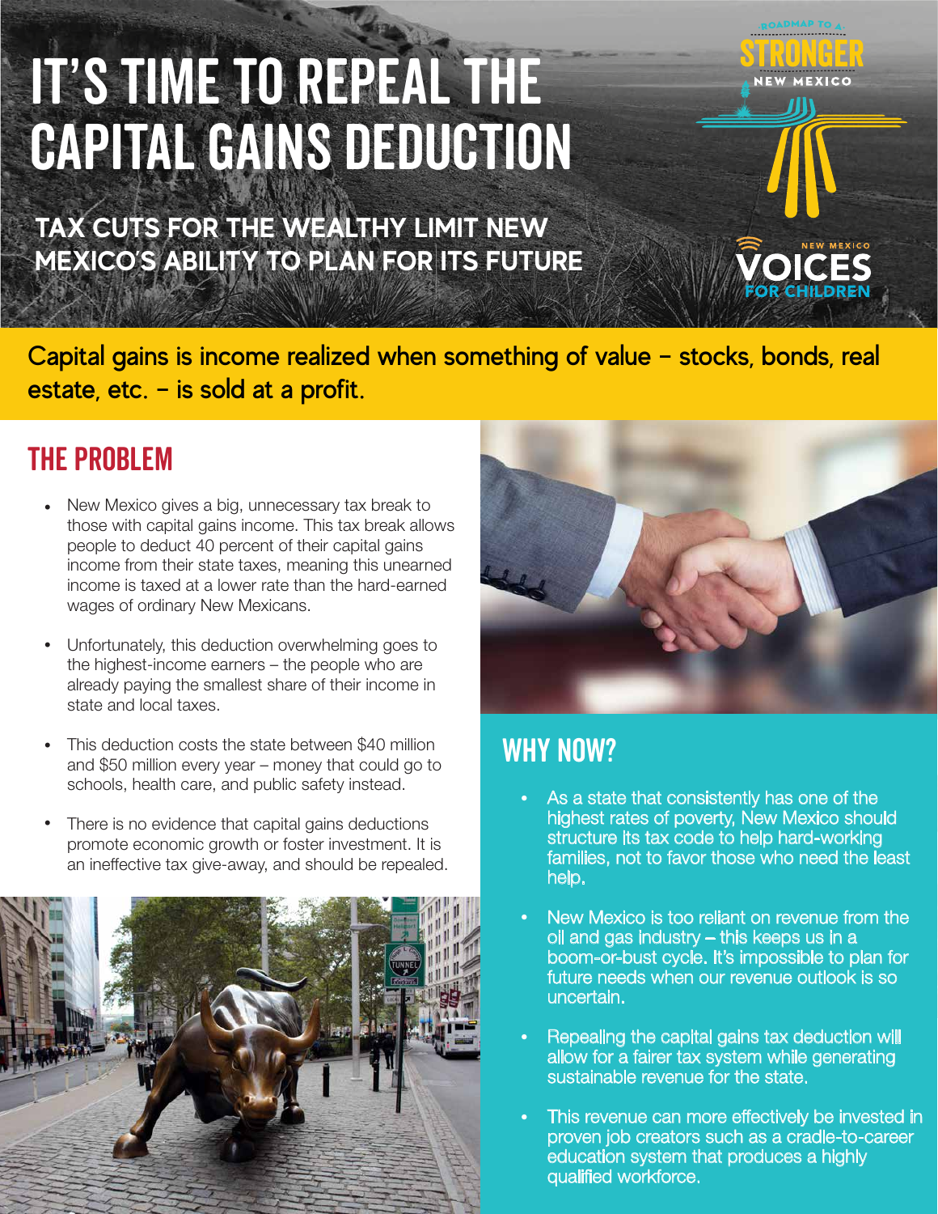# IT'S TIME TO REPEAL THE CAPITAL GAINS DEDUCTION

## TAX CUTS FOR THE WEALTHY LIMIT NEW MEXICO'S ABILITY TO PLAN FOR ITS FUTURE

ROADMAP TO A STRONGER NEW MEXICO

NEW MEXICO VOICES FOR CHILDREN

Capital gains is income realized when something of value – stocks, bonds, real estate, etc. – is sold at a profit.

## THE PROBLEM

- New Mexico gives a big, unnecessary tax break to those with capital gains income. This tax break allows people to deduct 40 percent of their capital gains income from their state taxes, meaning this unearned income is taxed at a lower rate than the hard-earned wages of ordinary New Mexicans.
- Unfortunately, this deduction overwhelming goes to the highest-income earners – the people who are already paying the smallest share of their income in state and local taxes.
- This deduction costs the state between $40 million and $50 million every year – money that could go to schools, health care, and public safety instead.
- There is no evidence that capital gains deductions promote economic growth or foster investment. It is an ineffective tax give-away, and should be repealed.

## WHY NOW?

- As a state that consistently has one of the highest rates of poverty, New Mexico should structure its tax code to help hard-working families, not to favor those who need the least help.
- New Mexico is too reliant on revenue from the oil and gas industry – this keeps us in a boom-or-bust cycle. It's impossible to plan for future needs when our revenue outlook is so uncertain.
- Repealing the capital gains tax deduction will allow for a fairer tax system while generating sustainable revenue for the state.
- This revenue can more effectively be invested in proven job creators such as a cradle-to-career education system that produces a highly qualified workforce.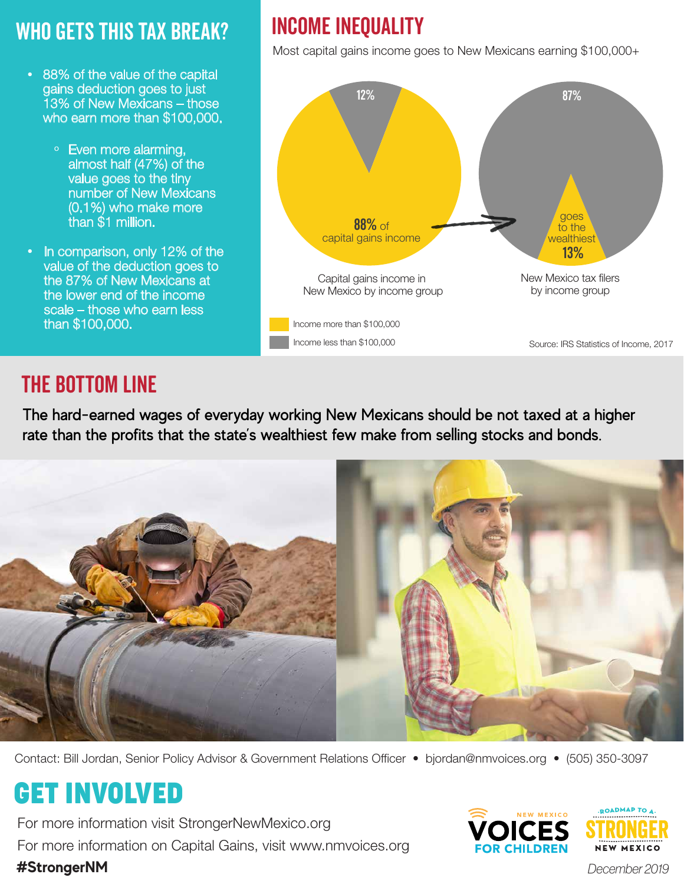## WHO GETS THIS TAX BREAK?

- 88% of the value of the capital gains deduction goes to just 13% of New Mexicans – those who earn more than $100,000.
  - Even more alarming, almost half (47%) of the value goes to the tiny number of New Mexicans (0.1%) who make more than $1 million.
- In comparison, only 12% of the value of the deduction goes to the 87% of New Mexicans at the lower end of the income scale – those who earn less than $100,000.

## INCOME INEQUALITY

Most capital gains income goes to New Mexicans earning $100,000+

12%

88% of capital gains income

Capital gains income in New Mexico by income group

87%

goes to the wealthiest 13%

New Mexico tax filers by income group

Income more than $100,000

Income less than $100,000

Source: IRS Statistics of Income, 2017

## THE BOTTOM LINE

**The hard-earned wages of everyday working New Mexicans should be not taxed at a higher rate than the profits that the state's wealthiest few make from selling stocks and bonds.**

Contact: Bill Jordan, Senior Policy Advisor & Government Relations Officer • bjordan@nmvoices.org • (505) 350-3097

## GET INVOLVED

For more information visit StrongerNewMexico.org

For more information on Capital Gains, visit www.nmvoices.org

**#StrongerNM**

New Mexico Voices for Children

Roadmap to a Stronger New Mexico

*December 2019*